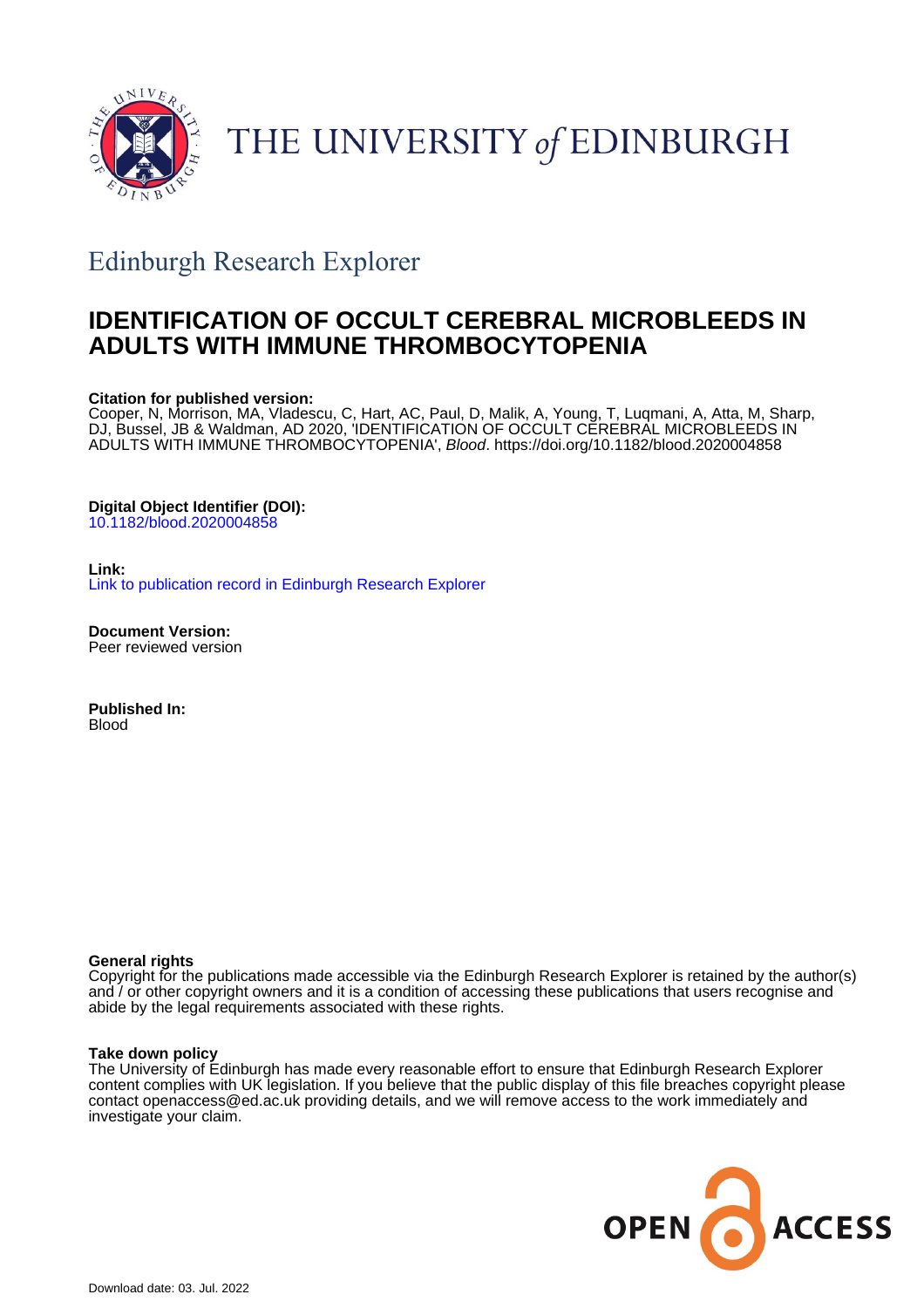THE UNIVERSITY *of* EDINBURGH

## Edinburgh Research Explorer

# IDENTIFICATION OF OCCULT CEREBRAL MICROBLEEDS IN ADULTS WITH IMMUNE THROMBOCYTOPENIA

**Citation for published version:**
Cooper, N, Morrison, MA, Vladescu, C, Hart, AC, Paul, D, Malik, A, Young, T, Luqmani, A, Atta, M, Sharp, DJ, Bussel, JB & Waldman, AD 2020, 'IDENTIFICATION OF OCCULT CEREBRAL MICROBLEEDS IN ADULTS WITH IMMUNE THROMBOCYTOPENIA', *Blood*. https://doi.org/10.1182/blood.2020004858

**Digital Object Identifier (DOI):**
10.1182/blood.2020004858

**Link:**
Link to publication record in Edinburgh Research Explorer

**Document Version:**
Peer reviewed version

**Published In:**
Blood

**General rights**
Copyright for the publications made accessible via the Edinburgh Research Explorer is retained by the author(s) and / or other copyright owners and it is a condition of accessing these publications that users recognise and abide by the legal requirements associated with these rights.

**Take down policy**
The University of Edinburgh has made every reasonable effort to ensure that Edinburgh Research Explorer content complies with UK legislation. If you believe that the public display of this file breaches copyright please contact openaccess@ed.ac.uk providing details, and we will remove access to the work immediately and investigate your claim.

Download date: 03. Jul. 2022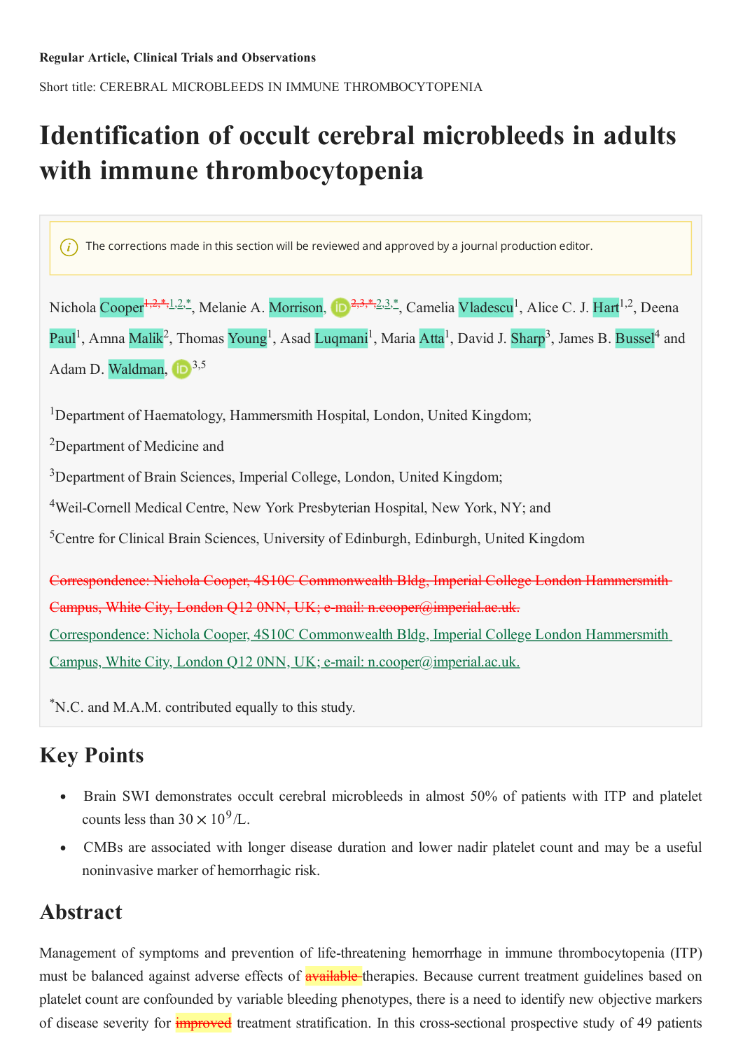**Regular Article, Clinical Trials and Observations**

Short title: CEREBRAL MICROBLEEDS IN IMMUNE THROMBOCYTOPENIA

# Identification of occult cerebral microbleeds in adults with immune thrombocytopenia

The corrections made in this section will be reviewed and approved by a journal production editor.

Nichola Cooper[1,2,*], Melanie A. Morrison,[2,3,*], Camelia Vladescu[1], Alice C. J. Hart[1,2], Deena Paul[1], Amna Malik[2], Thomas Young[1], Asad Luqmani[1], Maria Atta[1], David J. Sharp[3], James B. Bussel[4] and Adam D. Waldman,[3,5]

[1]Department of Haematology, Hammersmith Hospital, London, United Kingdom;

[2]Department of Medicine and

[3]Department of Brain Sciences, Imperial College, London, United Kingdom;

[4]Weil-Cornell Medical Centre, New York Presbyterian Hospital, New York, NY; and

[5]Centre for Clinical Brain Sciences, University of Edinburgh, Edinburgh, United Kingdom

Correspondence: Nichola Cooper, 4S10C Commonwealth Bldg, Imperial College London Hammersmith Campus, White City, London Q12 0NN, UK; e-mail: n.cooper@imperial.ac.uk.

*N.C. and M.A.M. contributed equally to this study.

## Key Points

- Brain SWI demonstrates occult cerebral microbleeds in almost 50% of patients with ITP and platelet counts less than $30 \times 10^9$/L.
- CMBs are associated with longer disease duration and lower nadir platelet count and may be a useful noninvasive marker of hemorrhagic risk.

## Abstract

Management of symptoms and prevention of life-threatening hemorrhage in immune thrombocytopenia (ITP) must be balanced against adverse effects of available therapies. Because current treatment guidelines based on platelet count are confounded by variable bleeding phenotypes, there is a need to identify new objective markers of disease severity for improved treatment stratification. In this cross-sectional prospective study of 49 patients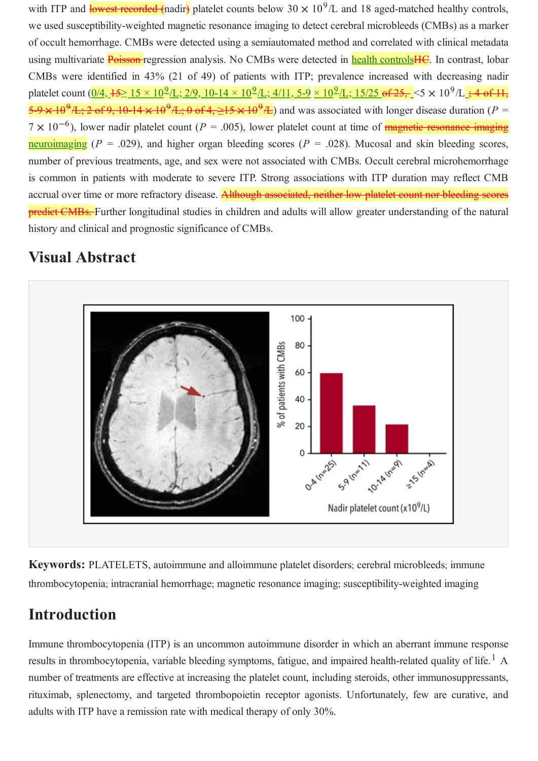with ITP and ~~lowest recorded (~~nadir~~)~~ platelet counts below 30 × $10^9$/L and 18 aged-matched healthy controls, we used susceptibility-weighted magnetic resonance imaging to detect cerebral microbleeds (CMBs) as a marker of occult hemorrhage. CMBs were detected using a semiautomated method and correlated with clinical metadata using multivariate ~~Poisson~~ regression analysis. No CMBs were detected in health controls~~HC~~. In contrast, lobar CMBs were identified in 43% (21 of 49) of patients with ITP; prevalence increased with decreasing nadir platelet count (0/4, ~~15~~≥ 15 × $10^9$/L; 2/9, 10-14 × $10^9$/L; 4/11, 5-9 × $10^9$/L; 15/25 ~~of 25,~~ <5 × $10^9$/L~~; 4 of 11, 5-9 × $10^9$/L; 2 of 9, 10-14 × $10^9$/L; 0 of 4, ≥15 × $10^9$/L~~) and was associated with longer disease duration ($P$ = 7 × $10^{-6}$), lower nadir platelet count ($P$ = .005), lower platelet count at time of ~~magnetic resonance imaging~~ neuroimaging ($P$ = .029), and higher organ bleeding scores ($P$ = .028). Mucosal and skin bleeding scores, number of previous treatments, age, and sex were not associated with CMBs. Occult cerebral microhemorrhage is common in patients with moderate to severe ITP. Strong associations with ITP duration may reflect CMB accrual over time or more refractory disease. ~~Although associated, neither low platelet count nor bleeding scores predict CMBs.~~ Further longitudinal studies in children and adults will allow greater understanding of the natural history and clinical and prognostic significance of CMBs.

## Visual Abstract

**Keywords:** PLATELETS, autoimmune and alloimmune platelet disorders; cerebral microbleeds; immune thrombocytopenia; intracranial hemorrhage; magnetic resonance imaging; susceptibility-weighted imaging

## Introduction

Immune thrombocytopenia (ITP) is an uncommon autoimmune disorder in which an aberrant immune response results in thrombocytopenia, variable bleeding symptoms, fatigue, and impaired health-related quality of life.[1] A number of treatments are effective at increasing the platelet count, including steroids, other immunosuppressants, rituximab, splenectomy, and targeted thrombopoietin receptor agonists. Unfortunately, few are curative, and adults with ITP have a remission rate with medical therapy of only 30%.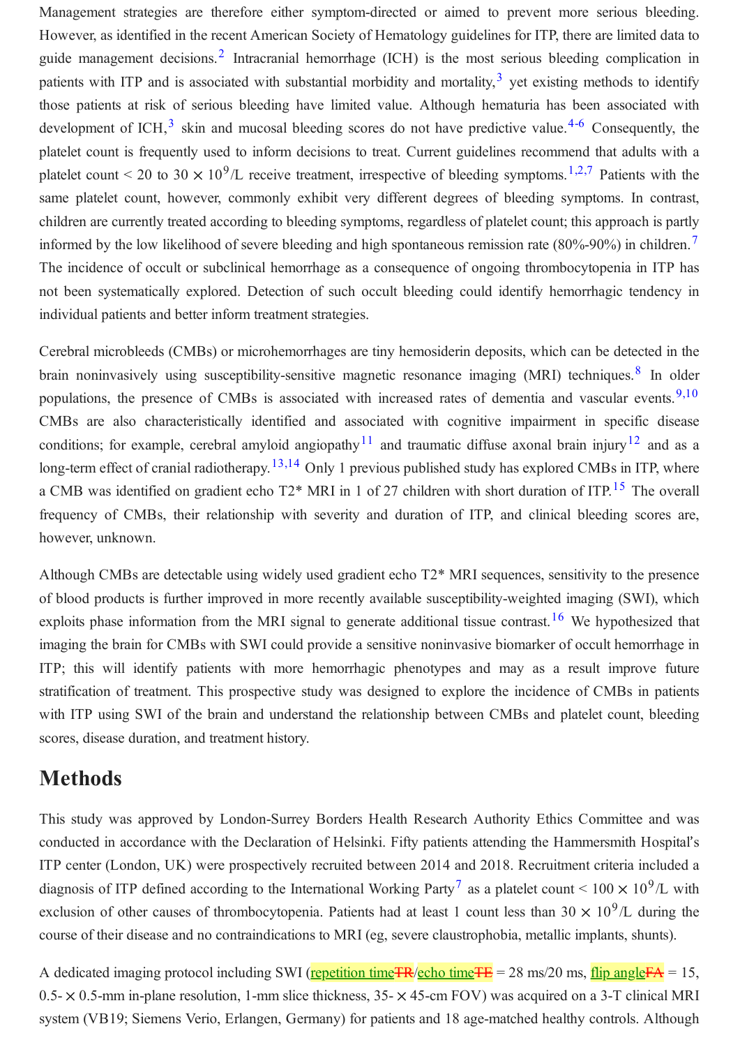Management strategies are therefore either symptom-directed or aimed to prevent more serious bleeding. However, as identified in the recent American Society of Hematology guidelines for ITP, there are limited data to guide management decisions.[2] Intracranial hemorrhage (ICH) is the most serious bleeding complication in patients with ITP and is associated with substantial morbidity and mortality,[3] yet existing methods to identify those patients at risk of serious bleeding have limited value. Although hematuria has been associated with development of ICH,[3] skin and mucosal bleeding scores do not have predictive value.[4-6] Consequently, the platelet count is frequently used to inform decisions to treat. Current guidelines recommend that adults with a platelet count < 20 to 30 × $10^9$/L receive treatment, irrespective of bleeding symptoms.[1,2,7] Patients with the same platelet count, however, commonly exhibit very different degrees of bleeding symptoms. In contrast, children are currently treated according to bleeding symptoms, regardless of platelet count; this approach is partly informed by the low likelihood of severe bleeding and high spontaneous remission rate (80%-90%) in children.[7] The incidence of occult or subclinical hemorrhage as a consequence of ongoing thrombocytopenia in ITP has not been systematically explored. Detection of such occult bleeding could identify hemorrhagic tendency in individual patients and better inform treatment strategies.

Cerebral microbleeds (CMBs) or microhemorrhages are tiny hemosiderin deposits, which can be detected in the brain noninvasively using susceptibility-sensitive magnetic resonance imaging (MRI) techniques.[8] In older populations, the presence of CMBs is associated with increased rates of dementia and vascular events.[9,10] CMBs are also characteristically identified and associated with cognitive impairment in specific disease conditions; for example, cerebral amyloid angiopathy[11] and traumatic diffuse axonal brain injury[12] and as a long-term effect of cranial radiotherapy.[13,14] Only 1 previous published study has explored CMBs in ITP, where a CMB was identified on gradient echo T2* MRI in 1 of 27 children with short duration of ITP.[15] The overall frequency of CMBs, their relationship with severity and duration of ITP, and clinical bleeding scores are, however, unknown.

Although CMBs are detectable using widely used gradient echo T2* MRI sequences, sensitivity to the presence of blood products is further improved in more recently available susceptibility-weighted imaging (SWI), which exploits phase information from the MRI signal to generate additional tissue contrast.[16] We hypothesized that imaging the brain for CMBs with SWI could provide a sensitive noninvasive biomarker of occult hemorrhage in ITP; this will identify patients with more hemorrhagic phenotypes and may as a result improve future stratification of treatment. This prospective study was designed to explore the incidence of CMBs in patients with ITP using SWI of the brain and understand the relationship between CMBs and platelet count, bleeding scores, disease duration, and treatment history.

## Methods

This study was approved by London-Surrey Borders Health Research Authority Ethics Committee and was conducted in accordance with the Declaration of Helsinki. Fifty patients attending the Hammersmith Hospital's ITP center (London, UK) were prospectively recruited between 2014 and 2018. Recruitment criteria included a diagnosis of ITP defined according to the International Working Party[7] as a platelet count < 100 × $10^9$/L with exclusion of other causes of thrombocytopenia. Patients had at least 1 count less than 30 × $10^9$/L during the course of their disease and no contraindications to MRI (eg, severe claustrophobia, metallic implants, shunts).

A dedicated imaging protocol including SWI (repetition time~~TR~~/echo time~~TE~~ = 28 ms/20 ms, flip angle~~FA~~ = 15, 0.5- × 0.5-mm in-plane resolution, 1-mm slice thickness, 35- × 45-cm FOV) was acquired on a 3-T clinical MRI system (VB19; Siemens Verio, Erlangen, Germany) for patients and 18 age-matched healthy controls. Although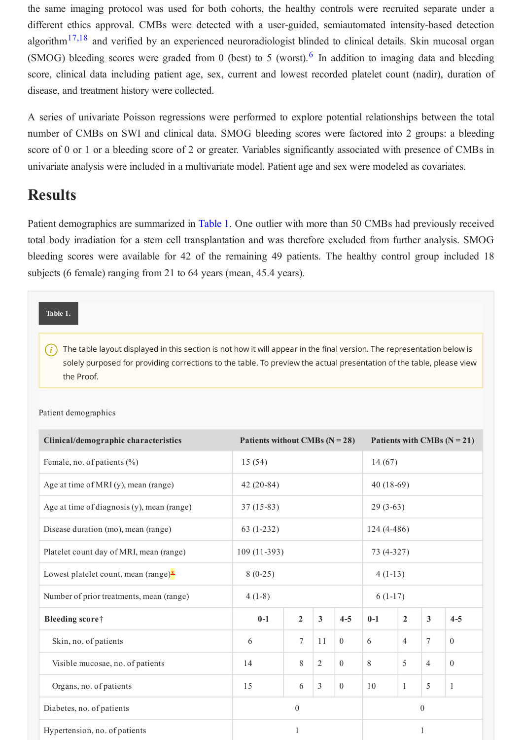the same imaging protocol was used for both cohorts, the healthy controls were recruited separate under a different ethics approval. CMBs were detected with a user-guided, semiautomated intensity-based detection algorithm[17,18] and verified by an experienced neuroradiologist blinded to clinical details. Skin mucosal organ (SMOG) bleeding scores were graded from 0 (best) to 5 (worst).[6] In addition to imaging data and bleeding score, clinical data including patient age, sex, current and lowest recorded platelet count (nadir), duration of disease, and treatment history were collected.

A series of univariate Poisson regressions were performed to explore potential relationships between the total number of CMBs on SWI and clinical data. SMOG bleeding scores were factored into 2 groups: a bleeding score of 0 or 1 or a bleeding score of 2 or greater. Variables significantly associated with presence of CMBs in univariate analysis were included in a multivariate model. Patient age and sex were modeled as covariates.

# Results

Patient demographics are summarized in Table 1. One outlier with more than 50 CMBs had previously received total body irradiation for a stem cell transplantation and was therefore excluded from further analysis. SMOG bleeding scores were available for 42 of the remaining 49 patients. The healthy control group included 18 subjects (6 female) ranging from 21 to 64 years (mean, 45.4 years).

**Table 1.**

The table layout displayed in this section is not how it will appear in the final version. The representation below is solely purposed for providing corrections to the table. To preview the actual presentation of the table, please view the Proof.

Patient demographics

| Clinical/demographic characteristics | Patients without CMBs (N = 28) | | | | Patients with CMBs (N = 21) | | | |
|---|---|---|---|---|---|---|---|---|
| Female, no. of patients (%) | 15 (54) | | | | 14 (67) | | | |
| Age at time of MRI (y), mean (range) | 42 (20-84) | | | | 40 (18-69) | | | |
| Age at time of diagnosis (y), mean (range) | 37 (15-83) | | | | 29 (3-63) | | | |
| Disease duration (mo), mean (range) | 63 (1-232) | | | | 124 (4-486) | | | |
| Platelet count day of MRI, mean (range) | 109 (11-393) | | | | 73 (4-327) | | | |
| Lowest platelet count, mean (range)* | 8 (0-25) | | | | 4 (1-13) | | | |
| Number of prior treatments, mean (range) | 4 (1-8) | | | | 6 (1-17) | | | |
| **Bleeding score†** | **0-1** | **2** | **3** | **4-5** | **0-1** | **2** | **3** | **4-5** |
| Skin, no. of patients | 6 | 7 | 11 | 0 | 6 | 4 | 7 | 0 |
| Visible mucosae, no. of patients | 14 | 8 | 2 | 0 | 8 | 5 | 4 | 0 |
| Organs, no. of patients | 15 | 6 | 3 | 0 | 10 | 1 | 5 | 1 |
| Diabetes, no. of patients | 0 | | | | 0 | | | |
| Hypertension, no. of patients | 1 | | | | 1 | | | |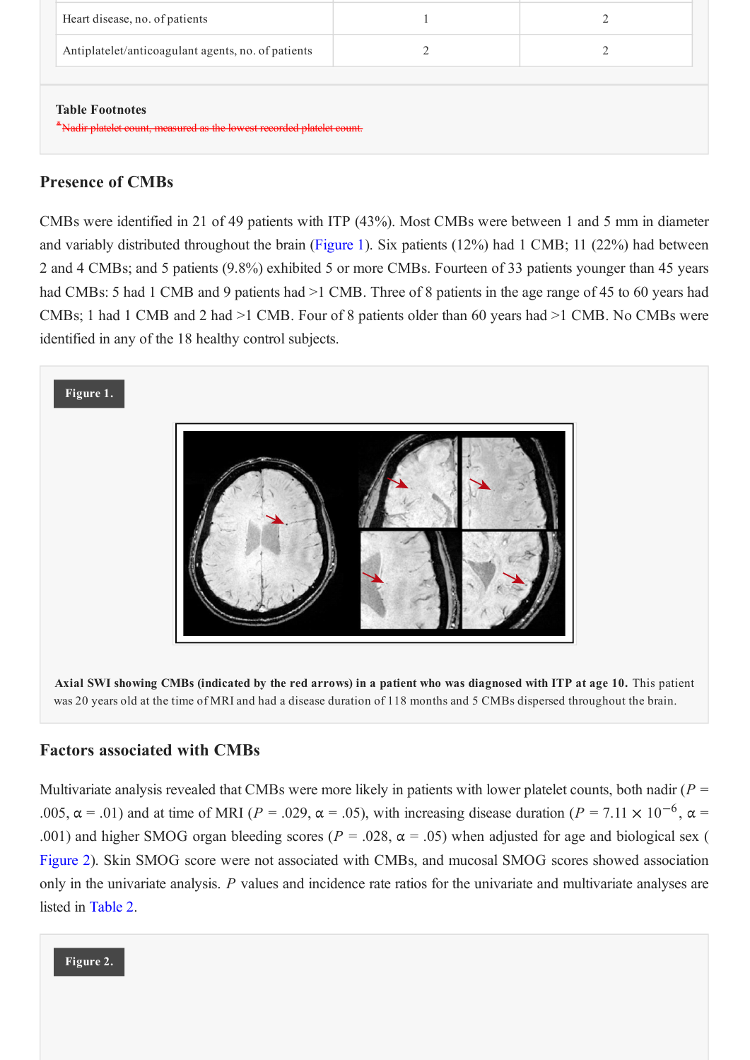| Heart disease, no. of patients | 1 | 2 |
|---|---|---|
| Antiplatelet/anticoagulant agents, no. of patients | 2 | 2 |

**Table Footnotes**

[*]Nadir platelet count, measured as the lowest recorded platelet count.

## Presence of CMBs

CMBs were identified in 21 of 49 patients with ITP (43%). Most CMBs were between 1 and 5 mm in diameter and variably distributed throughout the brain (Figure 1). Six patients (12%) had 1 CMB; 11 (22%) had between 2 and 4 CMBs; and 5 patients (9.8%) exhibited 5 or more CMBs. Fourteen of 33 patients younger than 45 years had CMBs: 5 had 1 CMB and 9 patients had >1 CMB. Three of 8 patients in the age range of 45 to 60 years had CMBs; 1 had 1 CMB and 2 had >1 CMB. Four of 8 patients older than 60 years had >1 CMB. No CMBs were identified in any of the 18 healthy control subjects.

**Figure 1.**

**Axial SWI showing CMBs (indicated by the red arrows) in a patient who was diagnosed with ITP at age 10.** This patient was 20 years old at the time of MRI and had a disease duration of 118 months and 5 CMBs dispersed throughout the brain.

## Factors associated with CMBs

Multivariate analysis revealed that CMBs were more likely in patients with lower platelet counts, both nadir ($P$ = .005, $\alpha$ = .01) and at time of MRI ($P$ = .029, $\alpha$ = .05), with increasing disease duration ($P = 7.11 \times 10^{-6}$, $\alpha$ = .001) and higher SMOG organ bleeding scores ($P$ = .028, $\alpha$ = .05) when adjusted for age and biological sex (Figure 2). Skin SMOG score were not associated with CMBs, and mucosal SMOG scores showed association only in the univariate analysis. $P$ values and incidence rate ratios for the univariate and multivariate analyses are listed in Table 2.

**Figure 2.**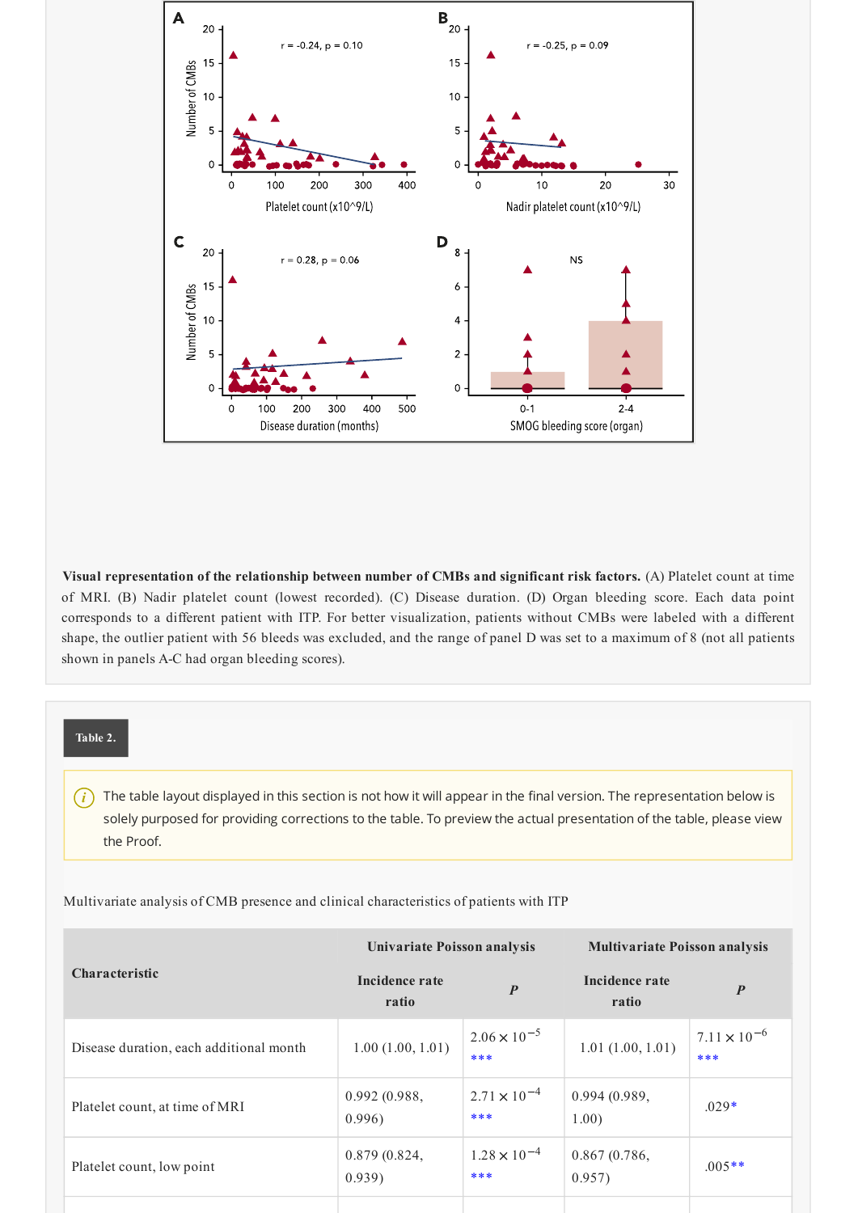**Visual representation of the relationship between number of CMBs and significant risk factors.** (A) Platelet count at time of MRI. (B) Nadir platelet count (lowest recorded). (C) Disease duration. (D) Organ bleeding score. Each data point corresponds to a different patient with ITP. For better visualization, patients without CMBs were labeled with a different shape, the outlier patient with 56 bleeds was excluded, and the range of panel D was set to a maximum of 8 (not all patients shown in panels A-C had organ bleeding scores).

**Table 2.**

The table layout displayed in this section is not how it will appear in the final version. The representation below is solely purposed for providing corrections to the table. To preview the actual presentation of the table, please view the Proof.

Multivariate analysis of CMB presence and clinical characteristics of patients with ITP

| Characteristic | Univariate Poisson analysis | | Multivariate Poisson analysis | |
|---|---|---|---|---|
| | Incidence rate ratio | P | Incidence rate ratio | P |
| Disease duration, each additional month | 1.00 (1.00, 1.01) | $2.06 \times 10^{-5}$ *** | 1.01 (1.00, 1.01) | $7.11 \times 10^{-6}$ *** |
| Platelet count, at time of MRI | 0.992 (0.988, 0.996) | $2.71 \times 10^{-4}$ *** | 0.994 (0.989, 1.00) | .029* |
| Platelet count, low point | 0.879 (0.824, 0.939) | $1.28 \times 10^{-4}$ *** | 0.867 (0.786, 0.957) | .005** |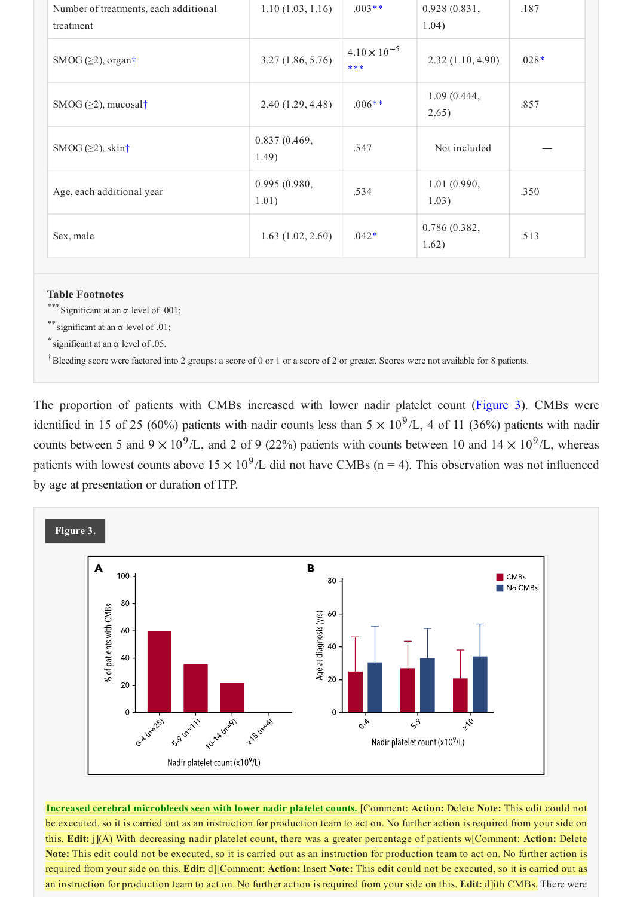| | | | | |
|---|---|---|---|---|
| Number of treatments, each additional treatment | 1.10 (1.03, 1.16) | .003** | 0.928 (0.831, 1.04) | .187 |
| SMOG (≥2), organ† | 3.27 (1.86, 5.76) | $4.10 \times 10^{-5}$ *** | 2.32 (1.10, 4.90) | .028* |
| SMOG (≥2), mucosal† | 2.40 (1.29, 4.48) | .006** | 1.09 (0.444, 2.65) | .857 |
| SMOG (≥2), skin† | 0.837 (0.469, 1.49) | .547 | Not included | — |
| Age, each additional year | 0.995 (0.980, 1.01) | .534 | 1.01 (0.990, 1.03) | .350 |
| Sex, male | 1.63 (1.02, 2.60) | .042* | 0.786 (0.382, 1.62) | .513 |

**Table Footnotes**

*** Significant at an α level of .001;

** significant at an α level of .01;

* significant at an α level of .05.

† Bleeding score were factored into 2 groups: a score of 0 or 1 or a score of 2 or greater. Scores were not available for 8 patients.

The proportion of patients with CMBs increased with lower nadir platelet count (Figure 3). CMBs were identified in 15 of 25 (60%) patients with nadir counts less than $5 \times 10^9$/L, 4 of 11 (36%) patients with nadir counts between 5 and $9 \times 10^9$/L, and 2 of 9 (22%) patients with counts between 10 and $14 \times 10^9$/L, whereas patients with lowest counts above $15 \times 10^9$/L did not have CMBs (n = 4). This observation was not influenced by age at presentation or duration of ITP.

**Figure 3.**

**Increased cerebral microbleeds seen with lower nadir platelet counts.** [Comment: **Action:** Delete **Note:** This edit could not be executed, so it is carried out as an instruction for production team to act on. No further action is required from your side on this. **Edit:** j](A) With decreasing nadir platelet count, there was a greater percentage of patients w[Comment: **Action:** Delete **Note:** This edit could not be executed, so it is carried out as an instruction for production team to act on. No further action is required from your side on this. **Edit:** d][Comment: **Action:** Insert **Note:** This edit could not be executed, so it is carried out as an instruction for production team to act on. No further action is required from your side on this. **Edit:** d]ith CMBs. There were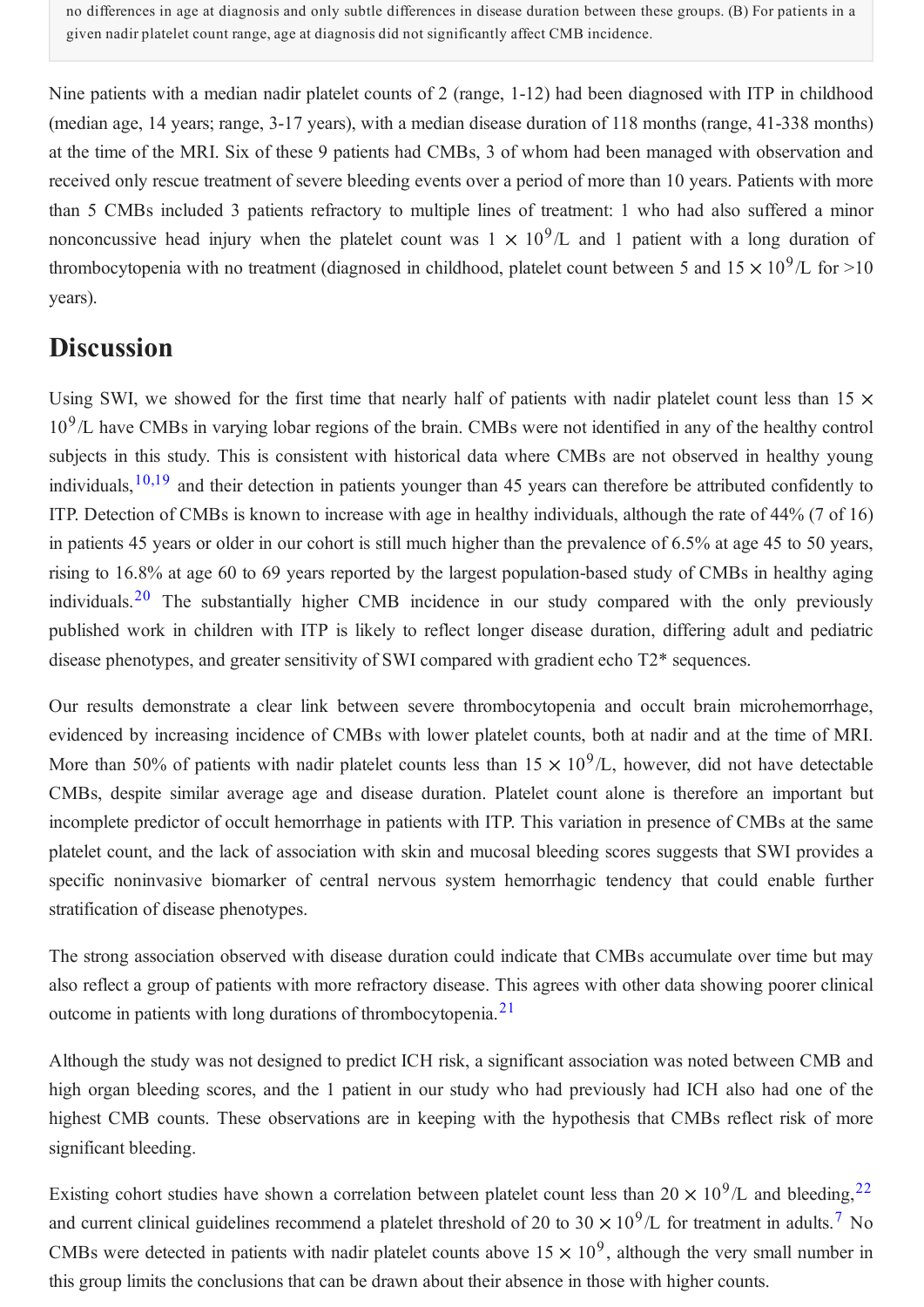no differences in age at diagnosis and only subtle differences in disease duration between these groups. (B) For patients in a given nadir platelet count range, age at diagnosis did not significantly affect CMB incidence.

Nine patients with a median nadir platelet counts of 2 (range, 1-12) had been diagnosed with ITP in childhood (median age, 14 years; range, 3-17 years), with a median disease duration of 118 months (range, 41-338 months) at the time of the MRI. Six of these 9 patients had CMBs, 3 of whom had been managed with observation and received only rescue treatment of severe bleeding events over a period of more than 10 years. Patients with more than 5 CMBs included 3 patients refractory to multiple lines of treatment: 1 who had also suffered a minor nonconcussive head injury when the platelet count was $1 \times 10^9$/L and 1 patient with a long duration of thrombocytopenia with no treatment (diagnosed in childhood, platelet count between 5 and $15 \times 10^9$/L for >10 years).

## Discussion

Using SWI, we showed for the first time that nearly half of patients with nadir platelet count less than $15 \times 10^9$/L have CMBs in varying lobar regions of the brain. CMBs were not identified in any of the healthy control subjects in this study. This is consistent with historical data where CMBs are not observed in healthy young individuals,[10,19] and their detection in patients younger than 45 years can therefore be attributed confidently to ITP. Detection of CMBs is known to increase with age in healthy individuals, although the rate of 44% (7 of 16) in patients 45 years or older in our cohort is still much higher than the prevalence of 6.5% at age 45 to 50 years, rising to 16.8% at age 60 to 69 years reported by the largest population-based study of CMBs in healthy aging individuals.[20] The substantially higher CMB incidence in our study compared with the only previously published work in children with ITP is likely to reflect longer disease duration, differing adult and pediatric disease phenotypes, and greater sensitivity of SWI compared with gradient echo T2* sequences.

Our results demonstrate a clear link between severe thrombocytopenia and occult brain microhemorrhage, evidenced by increasing incidence of CMBs with lower platelet counts, both at nadir and at the time of MRI. More than 50% of patients with nadir platelet counts less than $15 \times 10^9$/L, however, did not have detectable CMBs, despite similar average age and disease duration. Platelet count alone is therefore an important but incomplete predictor of occult hemorrhage in patients with ITP. This variation in presence of CMBs at the same platelet count, and the lack of association with skin and mucosal bleeding scores suggests that SWI provides a specific noninvasive biomarker of central nervous system hemorrhagic tendency that could enable further stratification of disease phenotypes.

The strong association observed with disease duration could indicate that CMBs accumulate over time but may also reflect a group of patients with more refractory disease. This agrees with other data showing poorer clinical outcome in patients with long durations of thrombocytopenia.[21]

Although the study was not designed to predict ICH risk, a significant association was noted between CMB and high organ bleeding scores, and the 1 patient in our study who had previously had ICH also had one of the highest CMB counts. These observations are in keeping with the hypothesis that CMBs reflect risk of more significant bleeding.

Existing cohort studies have shown a correlation between platelet count less than $20 \times 10^9$/L and bleeding,[22] and current clinical guidelines recommend a platelet threshold of 20 to $30 \times 10^9$/L for treatment in adults.[7] No CMBs were detected in patients with nadir platelet counts above $15 \times 10^9$, although the very small number in this group limits the conclusions that can be drawn about their absence in those with higher counts.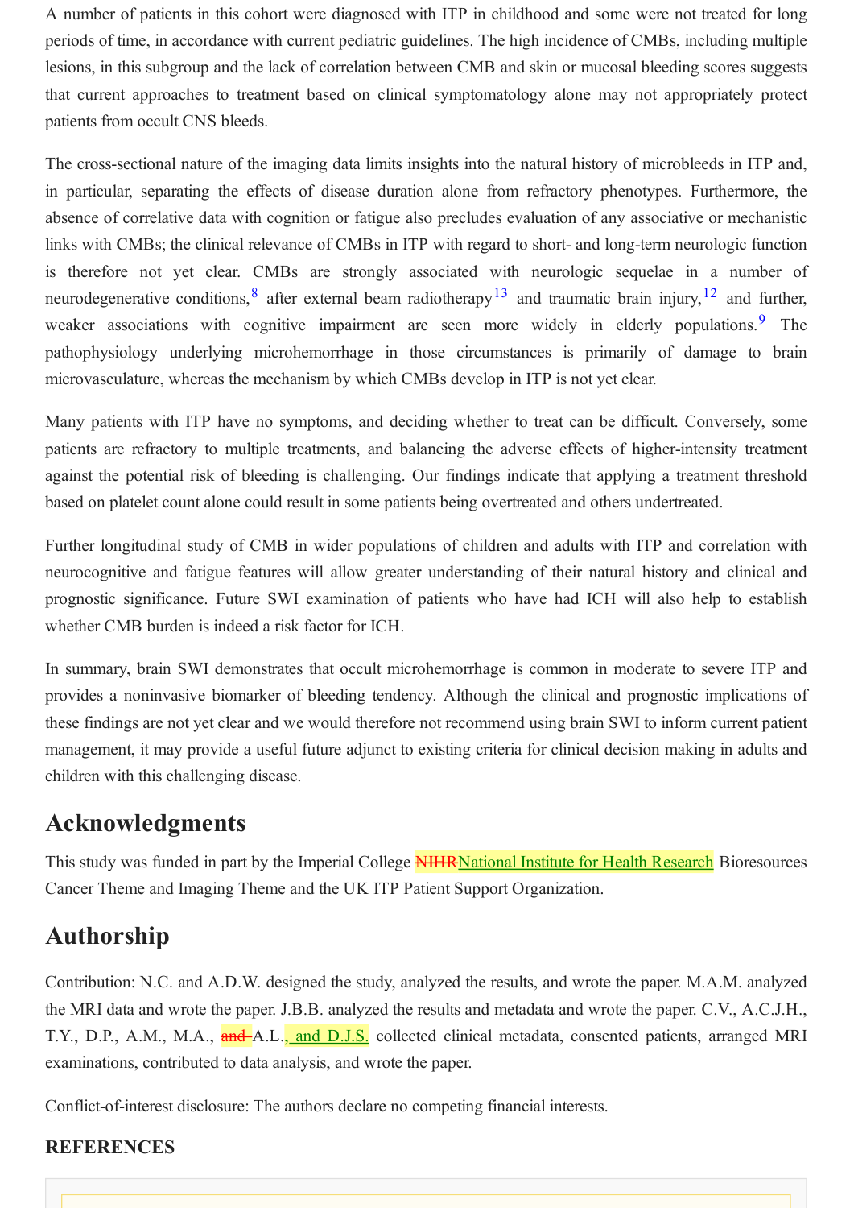A number of patients in this cohort were diagnosed with ITP in childhood and some were not treated for long periods of time, in accordance with current pediatric guidelines. The high incidence of CMBs, including multiple lesions, in this subgroup and the lack of correlation between CMB and skin or mucosal bleeding scores suggests that current approaches to treatment based on clinical symptomatology alone may not appropriately protect patients from occult CNS bleeds.

The cross-sectional nature of the imaging data limits insights into the natural history of microbleeds in ITP and, in particular, separating the effects of disease duration alone from refractory phenotypes. Furthermore, the absence of correlative data with cognition or fatigue also precludes evaluation of any associative or mechanistic links with CMBs; the clinical relevance of CMBs in ITP with regard to short- and long-term neurologic function is therefore not yet clear. CMBs are strongly associated with neurologic sequelae in a number of neurodegenerative conditions,[8] after external beam radiotherapy[13] and traumatic brain injury,[12] and further, weaker associations with cognitive impairment are seen more widely in elderly populations.[9] The pathophysiology underlying microhemorrhage in those circumstances is primarily of damage to brain microvasculature, whereas the mechanism by which CMBs develop in ITP is not yet clear.

Many patients with ITP have no symptoms, and deciding whether to treat can be difficult. Conversely, some patients are refractory to multiple treatments, and balancing the adverse effects of higher-intensity treatment against the potential risk of bleeding is challenging. Our findings indicate that applying a treatment threshold based on platelet count alone could result in some patients being overtreated and others undertreated.

Further longitudinal study of CMB in wider populations of children and adults with ITP and correlation with neurocognitive and fatigue features will allow greater understanding of their natural history and clinical and prognostic significance. Future SWI examination of patients who have had ICH will also help to establish whether CMB burden is indeed a risk factor for ICH.

In summary, brain SWI demonstrates that occult microhemorrhage is common in moderate to severe ITP and provides a noninvasive biomarker of bleeding tendency. Although the clinical and prognostic implications of these findings are not yet clear and we would therefore not recommend using brain SWI to inform current patient management, it may provide a useful future adjunct to existing criteria for clinical decision making in adults and children with this challenging disease.

## Acknowledgments

This study was funded in part by the Imperial College ~~NIHR~~National Institute for Health Research Bioresources Cancer Theme and Imaging Theme and the UK ITP Patient Support Organization.

## Authorship

Contribution: N.C. and A.D.W. designed the study, analyzed the results, and wrote the paper. M.A.M. analyzed the MRI data and wrote the paper. J.B.B. analyzed the results and metadata and wrote the paper. C.V., A.C.J.H., T.Y., D.P., A.M., M.A., ~~and~~ A.L., and D.J.S. collected clinical metadata, consented patients, arranged MRI examinations, contributed to data analysis, and wrote the paper.

Conflict-of-interest disclosure: The authors declare no competing financial interests.

### REFERENCES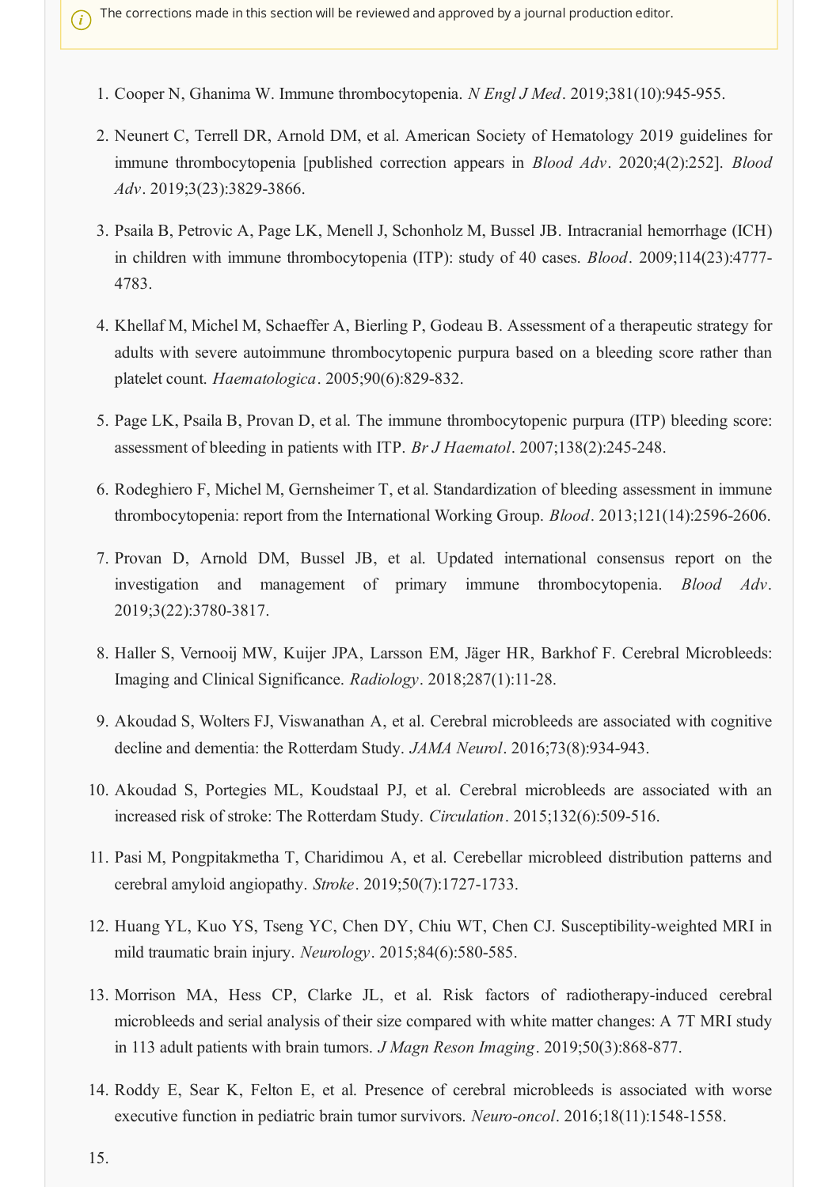The corrections made in this section will be reviewed and approved by a journal production editor.

1. Cooper N, Ghanima W. Immune thrombocytopenia. *N Engl J Med*. 2019;381(10):945-955.

2. Neunert C, Terrell DR, Arnold DM, et al. American Society of Hematology 2019 guidelines for immune thrombocytopenia [published correction appears in *Blood Adv*. 2020;4(2):252]. *Blood Adv*. 2019;3(23):3829-3866.

3. Psaila B, Petrovic A, Page LK, Menell J, Schonholz M, Bussel JB. Intracranial hemorrhage (ICH) in children with immune thrombocytopenia (ITP): study of 40 cases. *Blood*. 2009;114(23):4777-4783.

4. Khellaf M, Michel M, Schaeffer A, Bierling P, Godeau B. Assessment of a therapeutic strategy for adults with severe autoimmune thrombocytopenic purpura based on a bleeding score rather than platelet count. *Haematologica*. 2005;90(6):829-832.

5. Page LK, Psaila B, Provan D, et al. The immune thrombocytopenic purpura (ITP) bleeding score: assessment of bleeding in patients with ITP. *Br J Haematol*. 2007;138(2):245-248.

6. Rodeghiero F, Michel M, Gernsheimer T, et al. Standardization of bleeding assessment in immune thrombocytopenia: report from the International Working Group. *Blood*. 2013;121(14):2596-2606.

7. Provan D, Arnold DM, Bussel JB, et al. Updated international consensus report on the investigation and management of primary immune thrombocytopenia. *Blood Adv*. 2019;3(22):3780-3817.

8. Haller S, Vernooij MW, Kuijer JPA, Larsson EM, Jäger HR, Barkhof F. Cerebral Microbleeds: Imaging and Clinical Significance. *Radiology*. 2018;287(1):11-28.

9. Akoudad S, Wolters FJ, Viswanathan A, et al. Cerebral microbleeds are associated with cognitive decline and dementia: the Rotterdam Study. *JAMA Neurol*. 2016;73(8):934-943.

10. Akoudad S, Portegies ML, Koudstaal PJ, et al. Cerebral microbleeds are associated with an increased risk of stroke: The Rotterdam Study. *Circulation*. 2015;132(6):509-516.

11. Pasi M, Pongpitakmetha T, Charidimou A, et al. Cerebellar microbleed distribution patterns and cerebral amyloid angiopathy. *Stroke*. 2019;50(7):1727-1733.

12. Huang YL, Kuo YS, Tseng YC, Chen DY, Chiu WT, Chen CJ. Susceptibility-weighted MRI in mild traumatic brain injury. *Neurology*. 2015;84(6):580-585.

13. Morrison MA, Hess CP, Clarke JL, et al. Risk factors of radiotherapy-induced cerebral microbleeds and serial analysis of their size compared with white matter changes: A 7T MRI study in 113 adult patients with brain tumors. *J Magn Reson Imaging*. 2019;50(3):868-877.

14. Roddy E, Sear K, Felton E, et al. Presence of cerebral microbleeds is associated with worse executive function in pediatric brain tumor survivors. *Neuro-oncol*. 2016;18(11):1548-1558.

15.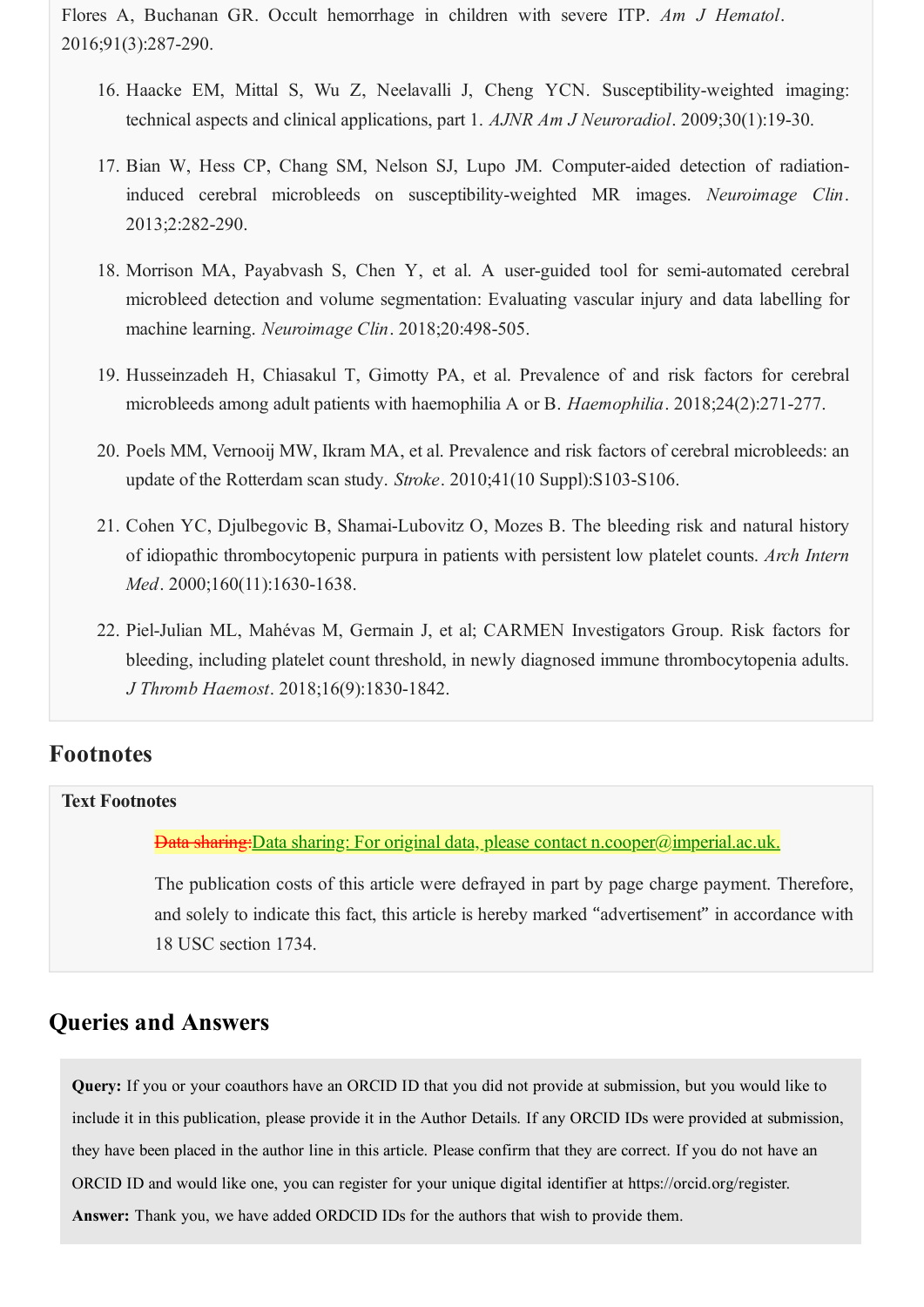Flores A, Buchanan GR. Occult hemorrhage in children with severe ITP. *Am J Hematol*. 2016;91(3):287-290.

16. Haacke EM, Mittal S, Wu Z, Neelavalli J, Cheng YCN. Susceptibility-weighted imaging: technical aspects and clinical applications, part 1. *AJNR Am J Neuroradiol*. 2009;30(1):19-30.
17. Bian W, Hess CP, Chang SM, Nelson SJ, Lupo JM. Computer-aided detection of radiation-induced cerebral microbleeds on susceptibility-weighted MR images. *Neuroimage Clin*. 2013;2:282-290.
18. Morrison MA, Payabvash S, Chen Y, et al. A user-guided tool for semi-automated cerebral microbleed detection and volume segmentation: Evaluating vascular injury and data labelling for machine learning. *Neuroimage Clin*. 2018;20:498-505.
19. Husseinzadeh H, Chiasakul T, Gimotty PA, et al. Prevalence of and risk factors for cerebral microbleeds among adult patients with haemophilia A or B. *Haemophilia*. 2018;24(2):271-277.
20. Poels MM, Vernooij MW, Ikram MA, et al. Prevalence and risk factors of cerebral microbleeds: an update of the Rotterdam scan study. *Stroke*. 2010;41(10 Suppl):S103-S106.
21. Cohen YC, Djulbegovic B, Shamai-Lubovitz O, Mozes B. The bleeding risk and natural history of idiopathic thrombocytopenic purpura in patients with persistent low platelet counts. *Arch Intern Med*. 2000;160(11):1630-1638.
22. Piel-Julian ML, Mahévas M, Germain J, et al; CARMEN Investigators Group. Risk factors for bleeding, including platelet count threshold, in newly diagnosed immune thrombocytopenia adults. *J Thromb Haemost*. 2018;16(9):1830-1842.

## Footnotes

### Text Footnotes

~~Data sharing:~~Data sharing: For original data, please contact n.cooper@imperial.ac.uk.

The publication costs of this article were defrayed in part by page charge payment. Therefore, and solely to indicate this fact, this article is hereby marked "advertisement" in accordance with 18 USC section 1734.

## Queries and Answers

**Query:** If you or your coauthors have an ORCID ID that you did not provide at submission, but you would like to include it in this publication, please provide it in the Author Details. If any ORCID IDs were provided at submission, they have been placed in the author line in this article. Please confirm that they are correct. If you do not have an ORCID ID and would like one, you can register for your unique digital identifier at https://orcid.org/register.

**Answer:** Thank you, we have added ORDCID IDs for the authors that wish to provide them.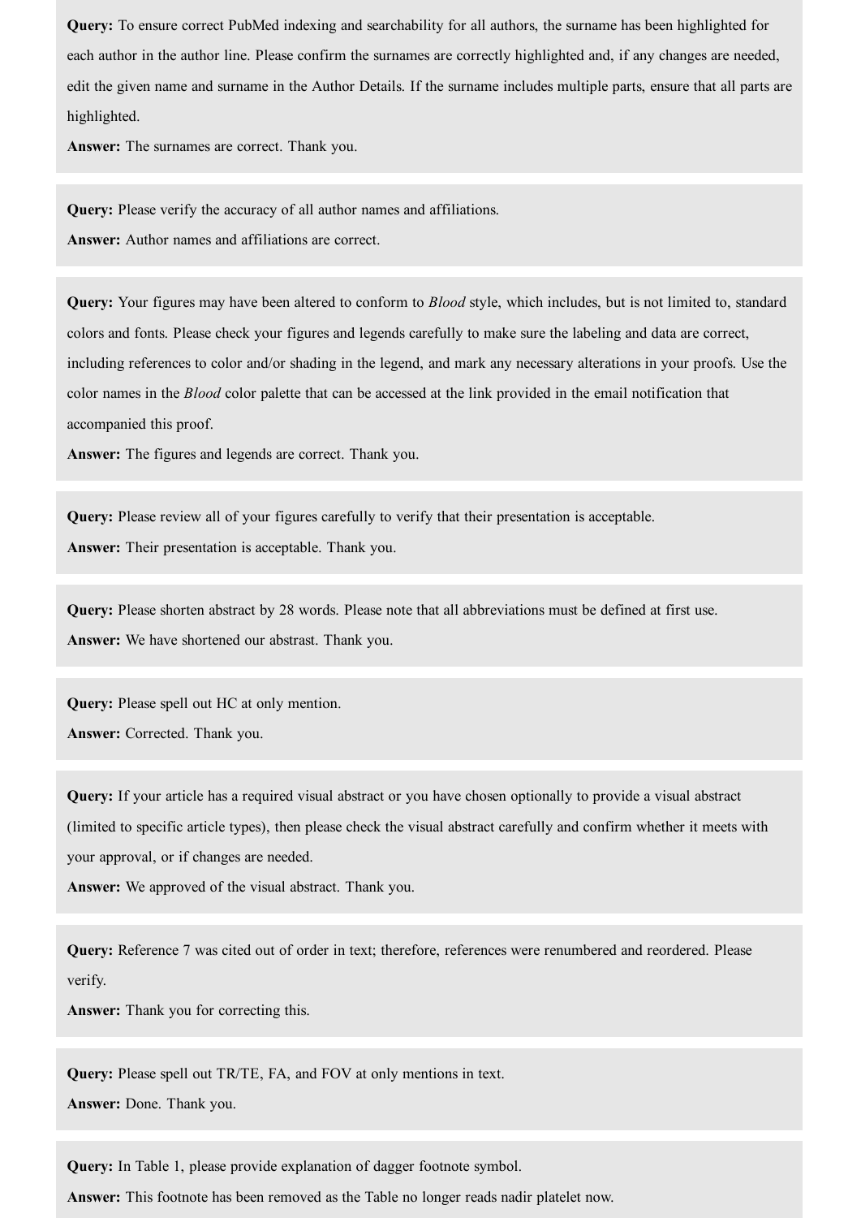**Query:** To ensure correct PubMed indexing and searchability for all authors, the surname has been highlighted for each author in the author line. Please confirm the surnames are correctly highlighted and, if any changes are needed, edit the given name and surname in the Author Details. If the surname includes multiple parts, ensure that all parts are highlighted.

**Answer:** The surnames are correct. Thank you.

**Query:** Please verify the accuracy of all author names and affiliations.

**Answer:** Author names and affiliations are correct.

**Query:** Your figures may have been altered to conform to *Blood* style, which includes, but is not limited to, standard colors and fonts. Please check your figures and legends carefully to make sure the labeling and data are correct, including references to color and/or shading in the legend, and mark any necessary alterations in your proofs. Use the color names in the *Blood* color palette that can be accessed at the link provided in the email notification that accompanied this proof.

**Answer:** The figures and legends are correct. Thank you.

**Query:** Please review all of your figures carefully to verify that their presentation is acceptable.

**Answer:** Their presentation is acceptable. Thank you.

**Query:** Please shorten abstract by 28 words. Please note that all abbreviations must be defined at first use.

**Answer:** We have shortened our abstrast. Thank you.

**Query:** Please spell out HC at only mention.

**Answer:** Corrected. Thank you.

**Query:** If your article has a required visual abstract or you have chosen optionally to provide a visual abstract (limited to specific article types), then please check the visual abstract carefully and confirm whether it meets with your approval, or if changes are needed.

**Answer:** We approved of the visual abstract. Thank you.

**Query:** Reference 7 was cited out of order in text; therefore, references were renumbered and reordered. Please verify.

**Answer:** Thank you for correcting this.

**Query:** Please spell out TR/TE, FA, and FOV at only mentions in text.

**Answer:** Done. Thank you.

**Query:** In Table 1, please provide explanation of dagger footnote symbol.

**Answer:** This footnote has been removed as the Table no longer reads nadir platelet now.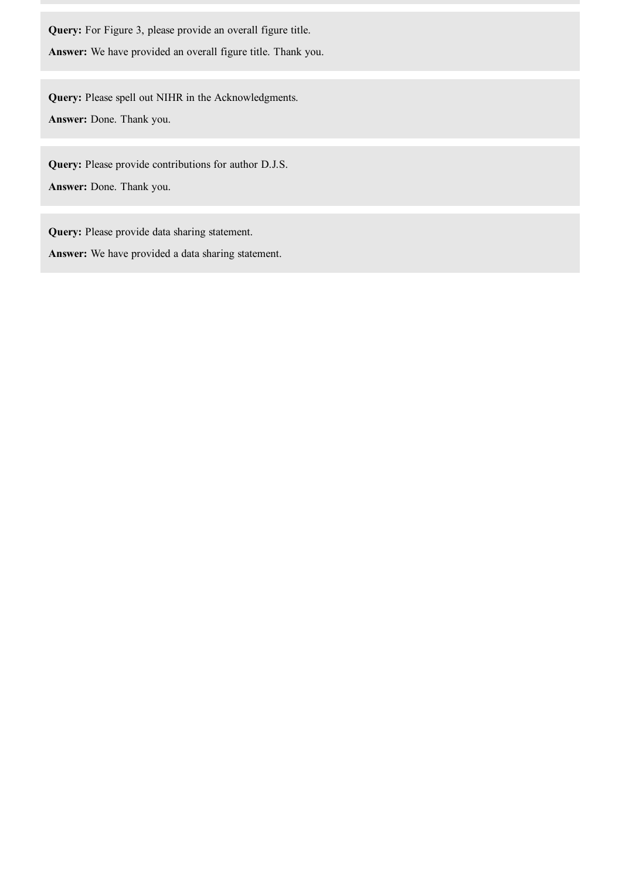**Query:** For Figure 3, please provide an overall figure title.

**Answer:** We have provided an overall figure title. Thank you.

**Query:** Please spell out NIHR in the Acknowledgments.

**Answer:** Done. Thank you.

**Query:** Please provide contributions for author D.J.S.

**Answer:** Done. Thank you.

**Query:** Please provide data sharing statement.

**Answer:** We have provided a data sharing statement.